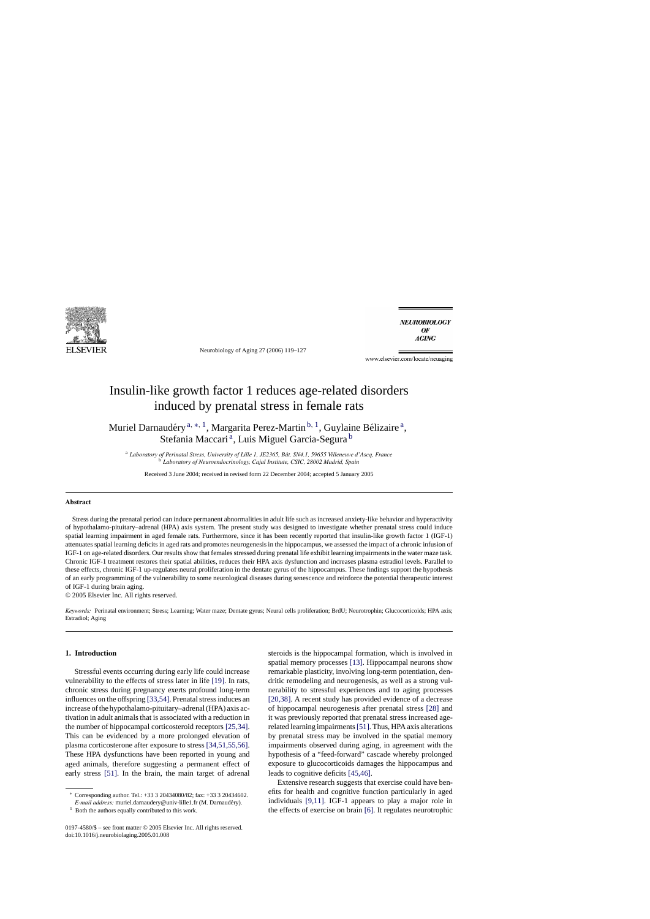# Insulin-like growth factor 1 reduces age-related disorders induced by prenatal stress in female rats

Muriel Darnaudéry [a,*,1], Margarita Perez-Martin [b,1], Guylaine Bélizaire [a], Stefania Maccari [a], Luis Miguel Garcia-Segura [b]

[a] *Laboratory of Perinatal Stress, University of Lille 1, JE2365, Bât. SN4.1, 59655 Villeneuve d'Ascq, France*
[b] *Laboratory of Neuroendocrinology, Cajal Institute, CSIC, 28002 Madrid, Spain*

Received 3 June 2004; received in revised form 22 December 2004; accepted 5 January 2005

## Abstract

Stress during the prenatal period can induce permanent abnormalities in adult life such as increased anxiety-like behavior and hyperactivity of hypothalamo-pituitary–adrenal (HPA) axis system. The present study was designed to investigate whether prenatal stress could induce spatial learning impairment in aged female rats. Furthermore, since it has been recently reported that insulin-like growth factor 1 (IGF-1) attenuates spatial learning deficits in aged rats and promotes neurogenesis in the hippocampus, we assessed the impact of a chronic infusion of IGF-1 on age-related disorders. Our results show that females stressed during prenatal life exhibit learning impairments in the water maze task. Chronic IGF-1 treatment restores their spatial abilities, reduces their HPA axis dysfunction and increases plasma estradiol levels. Parallel to these effects, chronic IGF-1 up-regulates neural proliferation in the dentate gyrus of the hippocampus. These findings support the hypothesis of an early programming of the vulnerability to some neurological diseases during senescence and reinforce the potential therapeutic interest of IGF-1 during brain aging.

© 2005 Elsevier Inc. All rights reserved.

*Keywords:* Perinatal environment; Stress; Learning; Water maze; Dentate gyrus; Neural cells proliferation; BrdU; Neurotrophin; Glucocorticoids; HPA axis; Estradiol; Aging

## 1. Introduction

Stressful events occurring during early life could increase vulnerability to the effects of stress later in life [19]. In rats, chronic stress during pregnancy exerts profound long-term influences on the offspring [33,54]. Prenatal stress induces an increase of the hypothalamo-pituitary–adrenal (HPA) axis activation in adult animals that is associated with a reduction in the number of hippocampal corticosteroid receptors [25,34]. This can be evidenced by a more prolonged elevation of plasma corticosterone after exposure to stress [34,51,55,56]. These HPA dysfunctions have been reported in young and aged animals, therefore suggesting a permanent effect of early stress [51]. In the brain, the main target of adrenal steroids is the hippocampal formation, which is involved in spatial memory processes [13]. Hippocampal neurons show remarkable plasticity, involving long-term potentiation, dendritic remodeling and neurogenesis, as well as a strong vulnerability to stressful experiences and to aging processes [20,38]. A recent study has provided evidence of a decrease of hippocampal neurogenesis after prenatal stress [28] and it was previously reported that prenatal stress increased age-related learning impairments [51]. Thus, HPA axis alterations by prenatal stress may be involved in the spatial memory impairments observed during aging, in agreement with the hypothesis of a "feed-forward" cascade whereby prolonged exposure to glucocorticoids damages the hippocampus and leads to cognitive deficits [45,46].

Extensive research suggests that exercise could have benefits for health and cognitive function particularly in aged individuals [9,11]. IGF-1 appears to play a major role in the effects of exercise on brain [6]. It regulates neurotrophic

* Corresponding author. Tel.: +33 3 20434080/82; fax: +33 3 20434602. *E-mail address:* muriel.darnaudery@univ-lille1.fr (M. Darnaudéry).

1 Both the authors equally contributed to this work.

0197-4580/$ – see front matter © 2005 Elsevier Inc. All rights reserved.
doi:10.1016/j.neurobiolaging.2005.01.008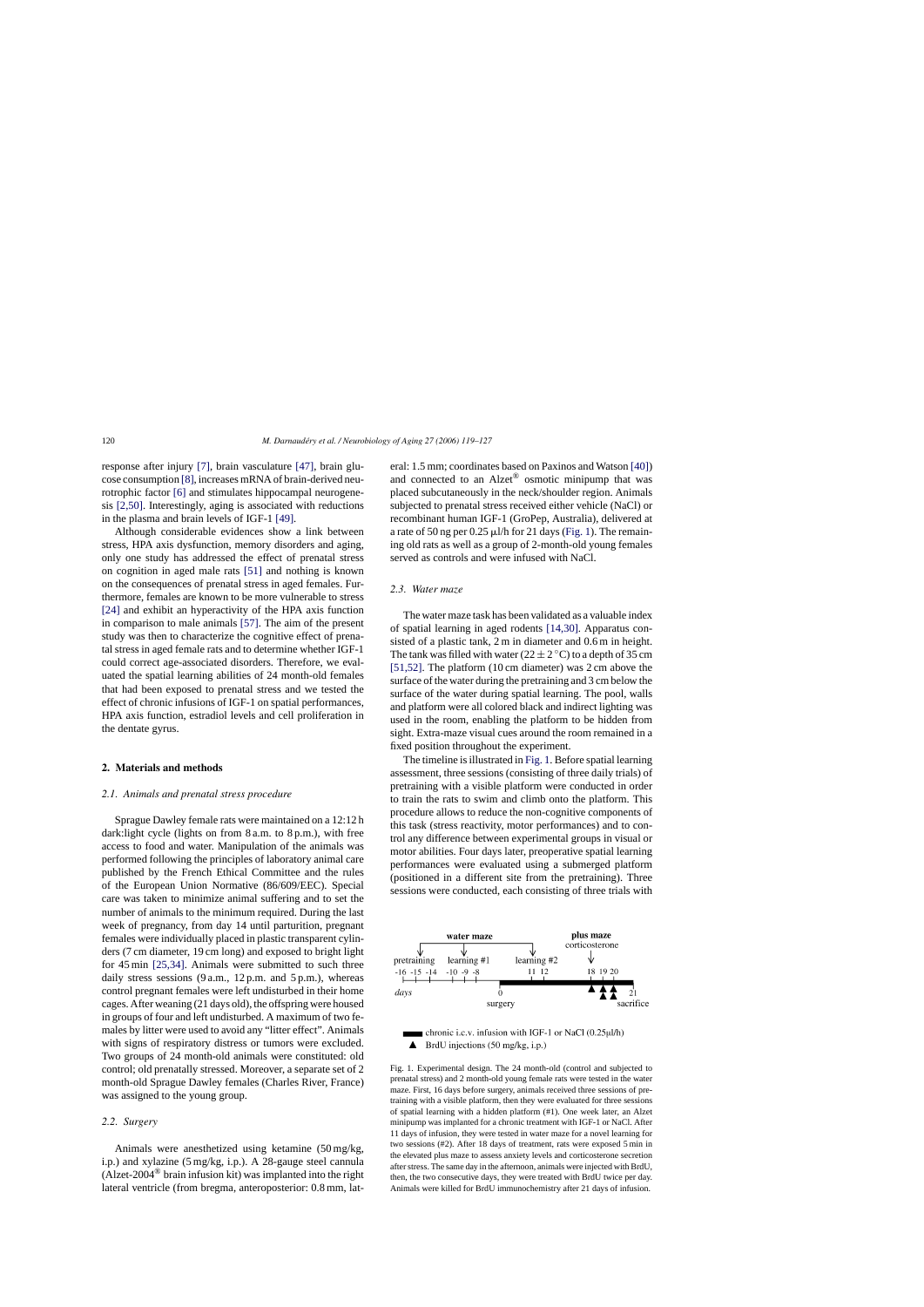response after injury [7], brain vasculature [47], brain glucose consumption [8], increases mRNA of brain-derived neurotrophic factor [6] and stimulates hippocampal neurogenesis [2,50]. Interestingly, aging is associated with reductions in the plasma and brain levels of IGF-1 [49].

Although considerable evidences show a link between stress, HPA axis dysfunction, memory disorders and aging, only one study has addressed the effect of prenatal stress on cognition in aged male rats [51] and nothing is known on the consequences of prenatal stress in aged females. Furthermore, females are known to be more vulnerable to stress [24] and exhibit an hyperactivity of the HPA axis function in comparison to male animals [57]. The aim of the present study was then to characterize the cognitive effect of prenatal stress in aged female rats and to determine whether IGF-1 could correct age-associated disorders. Therefore, we evaluated the spatial learning abilities of 24 month-old females that had been exposed to prenatal stress and we tested the effect of chronic infusions of IGF-1 on spatial performances, HPA axis function, estradiol levels and cell proliferation in the dentate gyrus.

## 2. Materials and methods

### 2.1. Animals and prenatal stress procedure

Sprague Dawley female rats were maintained on a 12:12 h dark:light cycle (lights on from 8 a.m. to 8 p.m.), with free access to food and water. Manipulation of the animals was performed following the principles of laboratory animal care published by the French Ethical Committee and the rules of the European Union Normative (86/609/EEC). Special care was taken to minimize animal suffering and to set the number of animals to the minimum required. During the last week of pregnancy, from day 14 until parturition, pregnant females were individually placed in plastic transparent cylinders (7 cm diameter, 19 cm long) and exposed to bright light for 45 min [25,34]. Animals were submitted to such three daily stress sessions (9 a.m., 12 p.m. and 5 p.m.), whereas control pregnant females were left undisturbed in their home cages. After weaning (21 days old), the offspring were housed in groups of four and left undisturbed. A maximum of two females by litter were used to avoid any "litter effect". Animals with signs of respiratory distress or tumors were excluded. Two groups of 24 month-old animals were constituted: old control; old prenatally stressed. Moreover, a separate set of 2 month-old Sprague Dawley females (Charles River, France) was assigned to the young group.

### 2.2. Surgery

Animals were anesthetized using ketamine (50 mg/kg, i.p.) and xylazine (5 mg/kg, i.p.). A 28-gauge steel cannula (Alzet-2004® brain infusion kit) was implanted into the right lateral ventricle (from bregma, anteroposterior: 0.8 mm, lateral: 1.5 mm; coordinates based on Paxinos and Watson [40]) and connected to an Alzet® osmotic minipump that was placed subcutaneously in the neck/shoulder region. Animals subjected to prenatal stress received either vehicle (NaCl) or recombinant human IGF-1 (GroPep, Australia), delivered at a rate of 50 ng per 0.25 μl/h for 21 days (Fig. 1). The remaining old rats as well as a group of 2-month-old young females served as controls and were infused with NaCl.

### 2.3. Water maze

The water maze task has been validated as a valuable index of spatial learning in aged rodents [14,30]. Apparatus consisted of a plastic tank, 2 m in diameter and 0.6 m in height. The tank was filled with water (22 ± 2 °C) to a depth of 35 cm [51,52]. The platform (10 cm diameter) was 2 cm above the surface of the water during the pretraining and 3 cm below the surface of the water during spatial learning. The pool, walls and platform were all colored black and indirect lighting was used in the room, enabling the platform to be hidden from sight. Extra-maze visual cues around the room remained in a fixed position throughout the experiment.

The timeline is illustrated in Fig. 1. Before spatial learning assessment, three sessions (consisting of three daily trials) of pretraining with a visible platform were conducted in order to train the rats to swim and climb onto the platform. This procedure allows to reduce the non-cognitive components of this task (stress reactivity, motor performances) and to control any difference between experimental groups in visual or motor abilities. Four days later, preoperative spatial learning performances were evaluated using a submerged platform (positioned in a different site from the pretraining). Three sessions were conducted, each consisting of three trials with

Fig. 1. Experimental design. The 24 month-old (control and subjected to prenatal stress) and 2 month-old young female rats were tested in the water maze. First, 16 days before surgery, animals received three sessions of pretraining with a visible platform, then they were evaluated for three sessions of spatial learning with a hidden platform (#1). One week later, an Alzet minipump was implanted for a chronic treatment with IGF-1 or NaCl. After 11 days of infusion, they were tested in water maze for a novel learning for two sessions (#2). After 18 days of treatment, rats were exposed 5 min in the elevated plus maze to assess anxiety levels and corticosterone secretion after stress. The same day in the afternoon, animals were injected with BrdU, then, the two consecutive days, they were treated with BrdU twice per day. Animals were killed for BrdU immunochemistry after 21 days of infusion.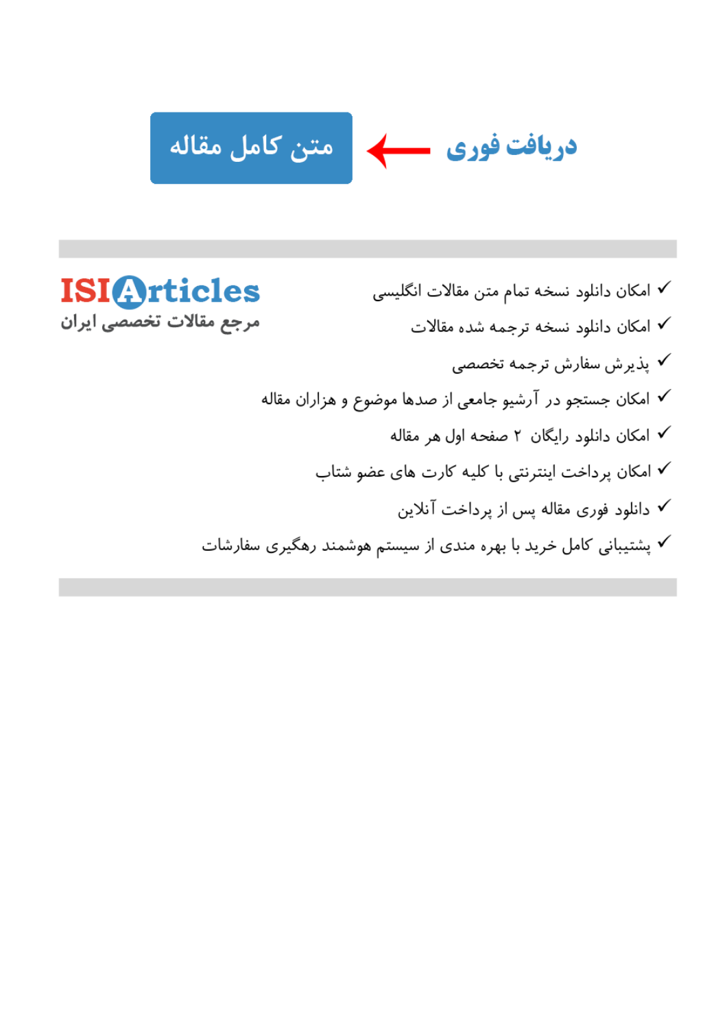دریافت فوری ← **متن کامل مقاله**

**ISIArticles**
مرجع مقالات تخصصی ایران

- ✓ امکان دانلود نسخه تمام متن مقالات انگلیسی
- ✓ امکان دانلود نسخه ترجمه شده مقالات
- ✓ پذیرش سفارش ترجمه تخصصی
- ✓ امکان جستجو در آرشیو جامعی از صدها موضوع و هزاران مقاله
- ✓ امکان دانلود رایگان ۲ صفحه اول هر مقاله
- ✓ امکان پرداخت اینترنتی با کلیه کارت های عضو شتاب
- ✓ دانلود فوری مقاله پس از پرداخت آنلاین
- ✓ پشتیبانی کامل خرید با بهره مندی از سیستم هوشمند رهگیری سفارشات